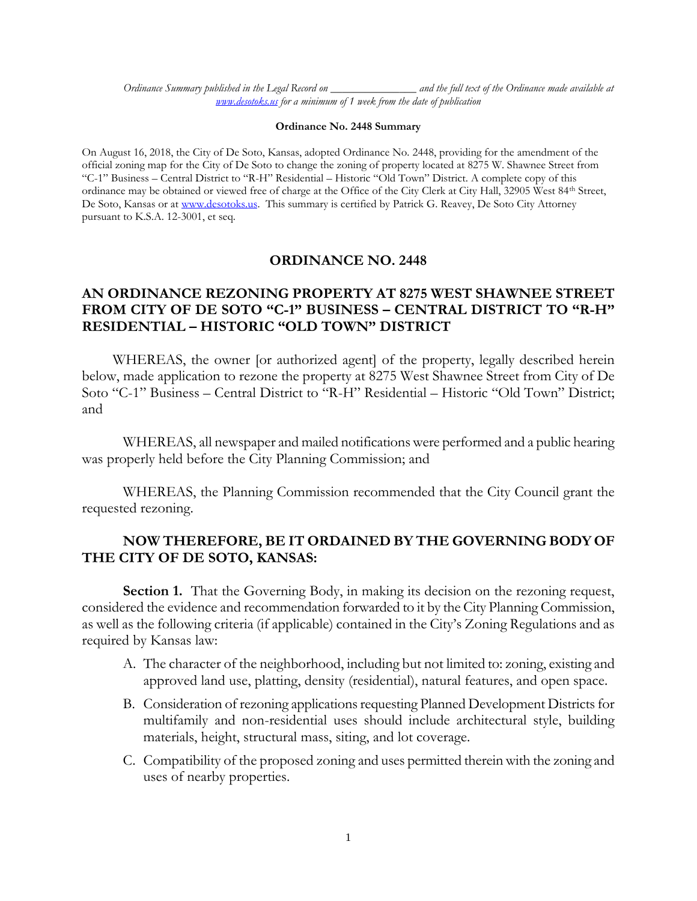*Ordinance Summary published in the Legal Record on ________________ and the full text of the Ordinance made available at www.desotoks.us for a minimum of 1 week from the date of publication*

**Ordinance No. 2448 Summary**

On August 16, 2018, the City of De Soto, Kansas, adopted Ordinance No. 2448, providing for the amendment of the official zoning map for the City of De Soto to change the zoning of property located at 8275 W. Shawnee Street from "C-1" Business – Central District to "R-H" Residential – Historic "Old Town" District. A complete copy of this ordinance may be obtained or viewed free of charge at the Office of the City Clerk at City Hall, 32905 West 84th Street, De Soto, Kansas or at www.desotoks.us. This summary is certified by Patrick G. Reavey, De Soto City Attorney pursuant to K.S.A. 12-3001, et seq.

## ORDINANCE NO. 2448

## AN ORDINANCE REZONING PROPERTY AT 8275 WEST SHAWNEE STREET FROM CITY OF DE SOTO "C-1" BUSINESS – CENTRAL DISTRICT TO "R-H" RESIDENTIAL – HISTORIC "OLD TOWN" DISTRICT

WHEREAS, the owner [or authorized agent] of the property, legally described herein below, made application to rezone the property at 8275 West Shawnee Street from City of De Soto "C-1" Business – Central District to "R-H" Residential – Historic "Old Town" District; and

WHEREAS, all newspaper and mailed notifications were performed and a public hearing was properly held before the City Planning Commission; and

WHEREAS, the Planning Commission recommended that the City Council grant the requested rezoning.

**NOW THEREFORE, BE IT ORDAINED BY THE GOVERNING BODY OF THE CITY OF DE SOTO, KANSAS:**

**Section 1.** That the Governing Body, in making its decision on the rezoning request, considered the evidence and recommendation forwarded to it by the City Planning Commission, as well as the following criteria (if applicable) contained in the City's Zoning Regulations and as required by Kansas law:

A. The character of the neighborhood, including but not limited to: zoning, existing and approved land use, platting, density (residential), natural features, and open space.

B. Consideration of rezoning applications requesting Planned Development Districts for multifamily and non-residential uses should include architectural style, building materials, height, structural mass, siting, and lot coverage.

C. Compatibility of the proposed zoning and uses permitted therein with the zoning and uses of nearby properties.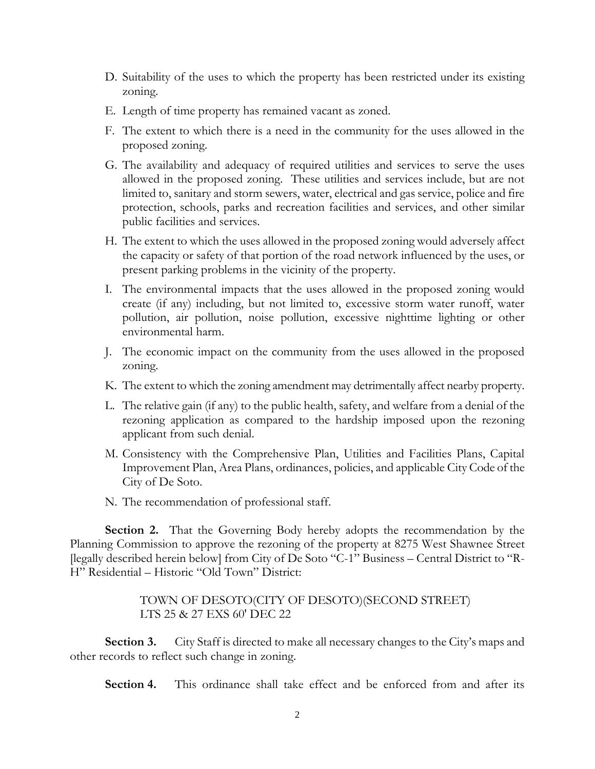D. Suitability of the uses to which the property has been restricted under its existing zoning.

E. Length of time property has remained vacant as zoned.

F. The extent to which there is a need in the community for the uses allowed in the proposed zoning.

G. The availability and adequacy of required utilities and services to serve the uses allowed in the proposed zoning. These utilities and services include, but are not limited to, sanitary and storm sewers, water, electrical and gas service, police and fire protection, schools, parks and recreation facilities and services, and other similar public facilities and services.

H. The extent to which the uses allowed in the proposed zoning would adversely affect the capacity or safety of that portion of the road network influenced by the uses, or present parking problems in the vicinity of the property.

I. The environmental impacts that the uses allowed in the proposed zoning would create (if any) including, but not limited to, excessive storm water runoff, water pollution, air pollution, noise pollution, excessive nighttime lighting or other environmental harm.

J. The economic impact on the community from the uses allowed in the proposed zoning.

K. The extent to which the zoning amendment may detrimentally affect nearby property.

L. The relative gain (if any) to the public health, safety, and welfare from a denial of the rezoning application as compared to the hardship imposed upon the rezoning applicant from such denial.

M. Consistency with the Comprehensive Plan, Utilities and Facilities Plans, Capital Improvement Plan, Area Plans, ordinances, policies, and applicable City Code of the City of De Soto.

N. The recommendation of professional staff.

**Section 2.** That the Governing Body hereby adopts the recommendation by the Planning Commission to approve the rezoning of the property at 8275 West Shawnee Street [legally described herein below] from City of De Soto "C-1" Business – Central District to "R-H" Residential – Historic "Old Town" District:

> TOWN OF DESOTO(CITY OF DESOTO)(SECOND STREET)
> LTS 25 & 27 EXS 60' DEC 22

**Section 3.** City Staff is directed to make all necessary changes to the City's maps and other records to reflect such change in zoning.

**Section 4.** This ordinance shall take effect and be enforced from and after its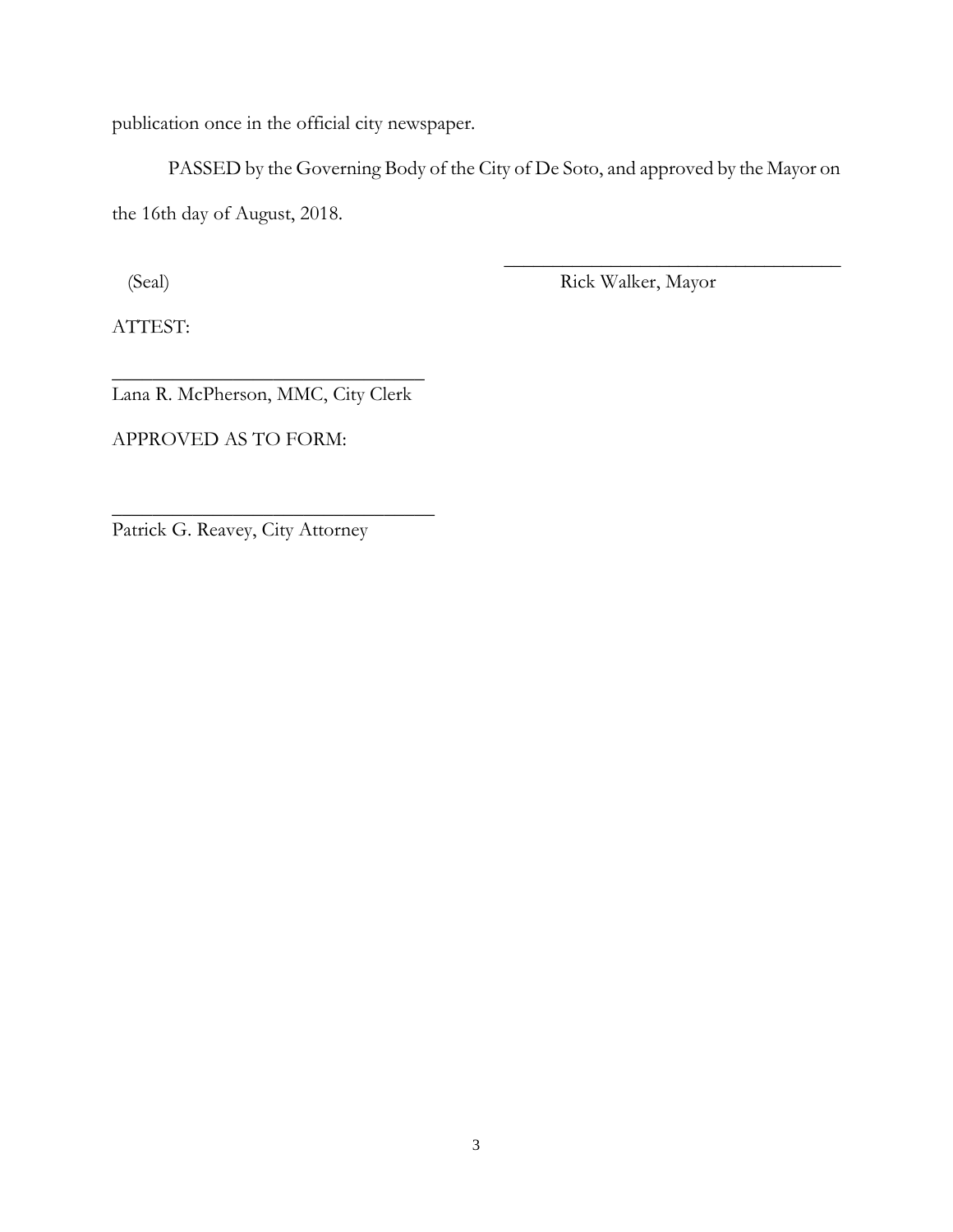publication once in the official city newspaper.

PASSED by the Governing Body of the City of De Soto, and approved by the Mayor on the 16th day of August, 2018.

(Seal)

\_\_\_\_\_\_\_\_\_\_\_\_\_\_\_\_\_\_\_\_\_\_\_\_\_\_\_\_\_\_\_\_\_\_
Rick Walker, Mayor

ATTEST:

\_\_\_\_\_\_\_\_\_\_\_\_\_\_\_\_\_\_\_\_\_\_\_\_\_\_\_\_\_\_\_\_\_\_
Lana R. McPherson, MMC, City Clerk

APPROVED AS TO FORM:

\_\_\_\_\_\_\_\_\_\_\_\_\_\_\_\_\_\_\_\_\_\_\_\_\_\_\_\_\_\_\_\_\_\_
Patrick G. Reavey, City Attorney